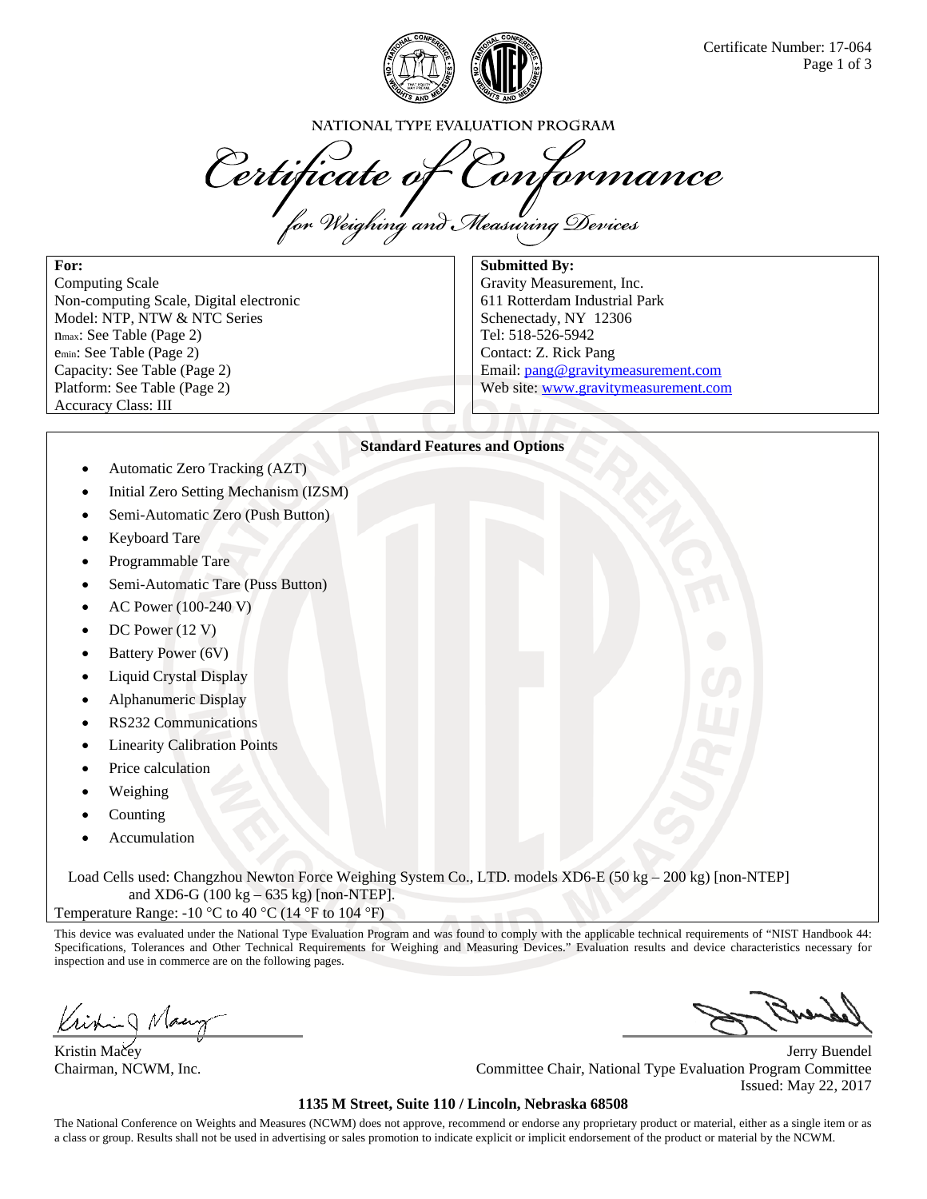Certificate Number: 17-064

NATIONAL TYPE EVALUATION PROGRAM

# Certificate of Conformance

## for Weighing and Measuring Devices

**For:**
Computing Scale
Non-computing Scale, Digital electronic
Model: NTP, NTW & NTC Series
$n_{max}$: See Table (Page 2)
$e_{min}$: See Table (Page 2)
Capacity: See Table (Page 2)
Platform: See Table (Page 2)
Accuracy Class: III

**Submitted By:**
Gravity Measurement, Inc.
611 Rotterdam Industrial Park
Schenectady, NY 12306
Tel: 518-526-5942
Contact: Z. Rick Pang
Email: pang@gravitymeasurement.com
Web site: www.gravitymeasurement.com

**Standard Features and Options**

- Automatic Zero Tracking (AZT)
- Initial Zero Setting Mechanism (IZSM)
- Semi-Automatic Zero (Push Button)
- Keyboard Tare
- Programmable Tare
- Semi-Automatic Tare (Puss Button)
- AC Power (100-240 V)
- DC Power (12 V)
- Battery Power (6V)
- Liquid Crystal Display
- Alphanumeric Display
- RS232 Communications
- Linearity Calibration Points
- Price calculation
- Weighing
- Counting
- Accumulation

Load Cells used: Changzhou Newton Force Weighing System Co., LTD. models XD6-E (50 kg – 200 kg) [non-NTEP] and XD6-G (100 kg – 635 kg) [non-NTEP].
Temperature Range: -10 °C to 40 °C (14 °F to 104 °F)

This device was evaluated under the National Type Evaluation Program and was found to comply with the applicable technical requirements of "NIST Handbook 44: Specifications, Tolerances and Other Technical Requirements for Weighing and Measuring Devices." Evaluation results and device characteristics necessary for inspection and use in commerce are on the following pages.

Kristin Macey
Chairman, NCWM, Inc.

Jerry Buendel
Committee Chair, National Type Evaluation Program Committee
Issued: May 22, 2017

**1135 M Street, Suite 110 / Lincoln, Nebraska 68508**

The National Conference on Weights and Measures (NCWM) does not approve, recommend or endorse any proprietary product or material, either as a single item or as a class or group. Results shall not be used in advertising or sales promotion to indicate explicit or implicit endorsement of the product or material by the NCWM.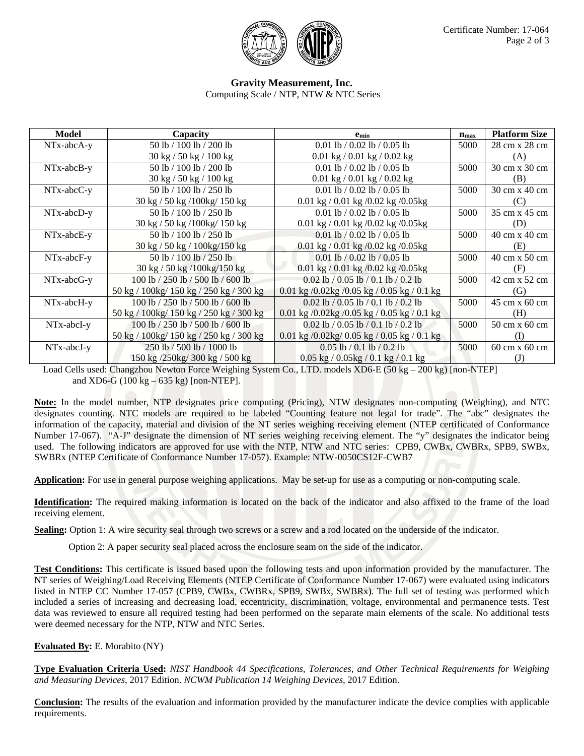**Gravity Measurement, Inc.**
Computing Scale / NTP, NTW & NTC Series

| Model | Capacity | $e_{min}$ | $n_{max}$ | Platform Size |
|---|---|---|---|---|
| NTx-abcA-y | 50 lb / 100 lb / 200 lb<br>30 kg / 50 kg / 100 kg | 0.01 lb / 0.02 lb / 0.05 lb<br>0.01 kg / 0.01 kg / 0.02 kg | 5000 | 28 cm x 28 cm<br>(A) |
| NTx-abcB-y | 50 lb / 100 lb / 200 lb<br>30 kg / 50 kg / 100 kg | 0.01 lb / 0.02 lb / 0.05 lb<br>0.01 kg / 0.01 kg / 0.02 kg | 5000 | 30 cm x 30 cm<br>(B) |
| NTx-abcC-y | 50 lb / 100 lb / 250 lb<br>30 kg / 50 kg /100kg/ 150 kg | 0.01 lb / 0.02 lb / 0.05 lb<br>0.01 kg / 0.01 kg /0.02 kg /0.05kg | 5000 | 30 cm x 40 cm<br>(C) |
| NTx-abcD-y | 50 lb / 100 lb / 250 lb<br>30 kg / 50 kg /100kg/ 150 kg | 0.01 lb / 0.02 lb / 0.05 lb<br>0.01 kg / 0.01 kg /0.02 kg /0.05kg | 5000 | 35 cm x 45 cm<br>(D) |
| NTx-abcE-y | 50 lb / 100 lb / 250 lb<br>30 kg / 50 kg / 100kg/150 kg | 0.01 lb / 0.02 lb / 0.05 lb<br>0.01 kg / 0.01 kg /0.02 kg /0.05kg | 5000 | 40 cm x 40 cm<br>(E) |
| NTx-abcF-y | 50 lb / 100 lb / 250 lb<br>30 kg / 50 kg /100kg/150 kg | 0.01 lb / 0.02 lb / 0.05 lb<br>0.01 kg / 0.01 kg /0.02 kg /0.05kg | 5000 | 40 cm x 50 cm<br>(F) |
| NTx-abcG-y | 100 lb / 250 lb / 500 lb / 600 lb<br>50 kg / 100kg/ 150 kg / 250 kg / 300 kg | 0.02 lb / 0.05 lb / 0.1 lb / 0.2 lb<br>0.01 kg /0.02kg /0.05 kg / 0.05 kg / 0.1 kg | 5000 | 42 cm x 52 cm<br>(G) |
| NTx-abcH-y | 100 lb / 250 lb / 500 lb / 600 lb<br>50 kg / 100kg/ 150 kg / 250 kg / 300 kg | 0.02 lb / 0.05 lb / 0.1 lb / 0.2 lb<br>0.01 kg /0.02kg /0.05 kg / 0.05 kg / 0.1 kg | 5000 | 45 cm x 60 cm<br>(H) |
| NTx-abcI-y | 100 lb / 250 lb / 500 lb / 600 lb<br>50 kg / 100kg/ 150 kg / 250 kg / 300 kg | 0.02 lb / 0.05 lb / 0.1 lb / 0.2 lb<br>0.01 kg /0.02kg/ 0.05 kg / 0.05 kg / 0.1 kg | 5000 | 50 cm x 60 cm<br>(I) |
| NTx-abcJ-y | 250 lb / 500 lb / 1000 lb<br>150 kg /250kg/ 300 kg / 500 kg | 0.05 lb / 0.1 lb / 0.2 lb<br>0.05 kg / 0.05kg / 0.1 kg / 0.1 kg | 5000 | 60 cm x 60 cm<br>(J) |

Load Cells used: Changzhou Newton Force Weighing System Co., LTD. models XD6-E (50 kg – 200 kg) [non-NTEP] and XD6-G (100 kg – 635 kg) [non-NTEP].

**Note:** In the model number, NTP designates price computing (Pricing), NTW designates non-computing (Weighing), and NTC designates counting. NTC models are required to be labeled "Counting feature not legal for trade". The "abc" designates the information of the capacity, material and division of the NT series weighing receiving element (NTEP certificated of Conformance Number 17-067). "A-J" designate the dimension of NT series weighing receiving element. The "y" designates the indicator being used. The following indicators are approved for use with the NTP, NTW and NTC series: CPB9, CWBx, CWBRx, SPB9, SWBx, SWBRx (NTEP Certificate of Conformance Number 17-057). Example: NTW-0050CS12F-CWB7

**Application:** For use in general purpose weighing applications. May be set-up for use as a computing or non-computing scale.

**Identification:** The required making information is located on the back of the indicator and also affixed to the frame of the load receiving element.

**Sealing:** Option 1: A wire security seal through two screws or a screw and a rod located on the underside of the indicator.

Option 2: A paper security seal placed across the enclosure seam on the side of the indicator.

**Test Conditions:** This certificate is issued based upon the following tests and upon information provided by the manufacturer. The NT series of Weighing/Load Receiving Elements (NTEP Certificate of Conformance Number 17-067) were evaluated using indicators listed in NTEP CC Number 17-057 (CPB9, CWBx, CWBRx, SPB9, SWBx, SWBRx). The full set of testing was performed which included a series of increasing and decreasing load, eccentricity, discrimination, voltage, environmental and permanence tests. Test data was reviewed to ensure all required testing had been performed on the separate main elements of the scale. No additional tests were deemed necessary for the NTP, NTW and NTC Series.

**Evaluated By:** E. Morabito (NY)

**Type Evaluation Criteria Used:** *NIST Handbook 44 Specifications, Tolerances, and Other Technical Requirements for Weighing and Measuring Devices*, 2017 Edition. *NCWM Publication 14 Weighing Devices*, 2017 Edition.

**Conclusion:** The results of the evaluation and information provided by the manufacturer indicate the device complies with applicable requirements.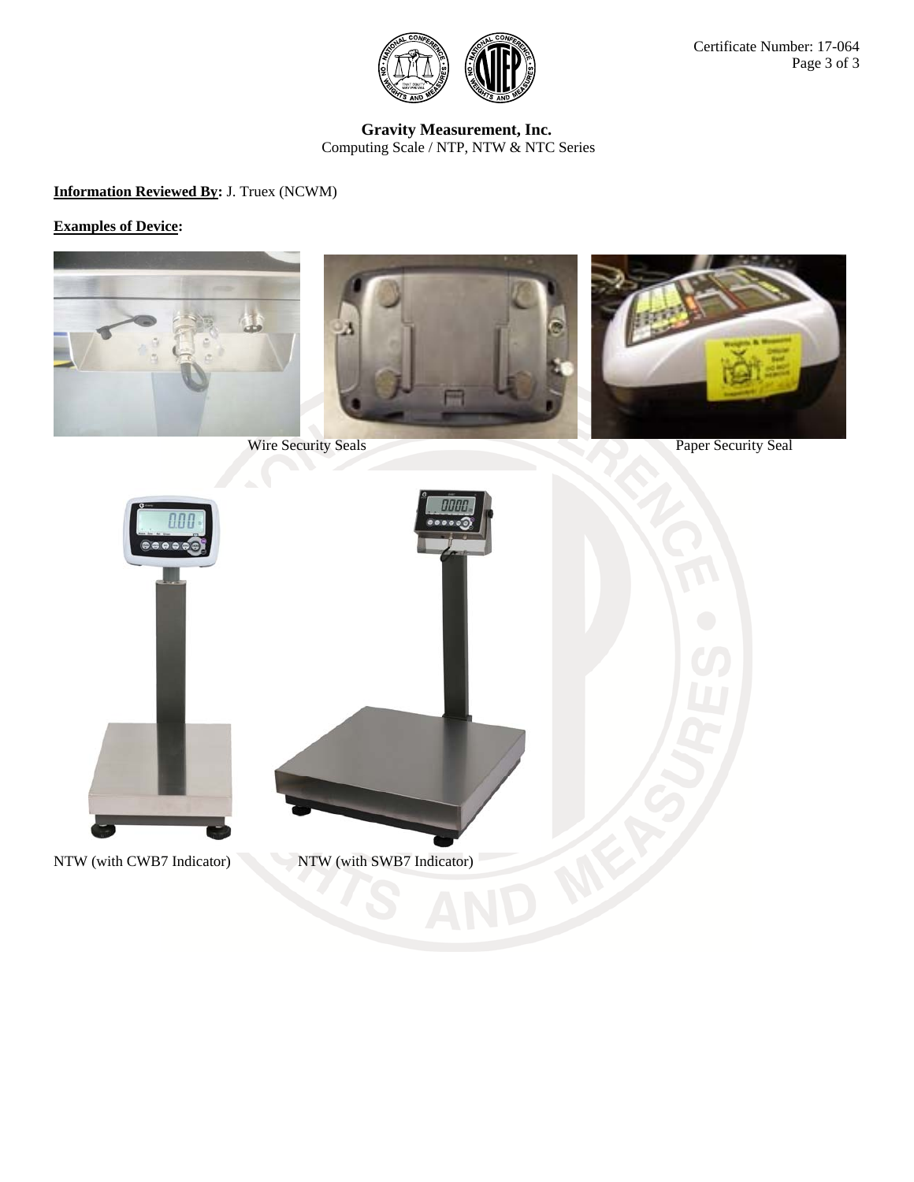**Gravity Measurement, Inc.**
Computing Scale / NTP, NTW & NTC Series

**Information Reviewed By:** J. Truex (NCWM)

**Examples of Device:**

Wire Security Seals

Paper Security Seal

NTW (with CWB7 Indicator)

NTW (with SWB7 Indicator)